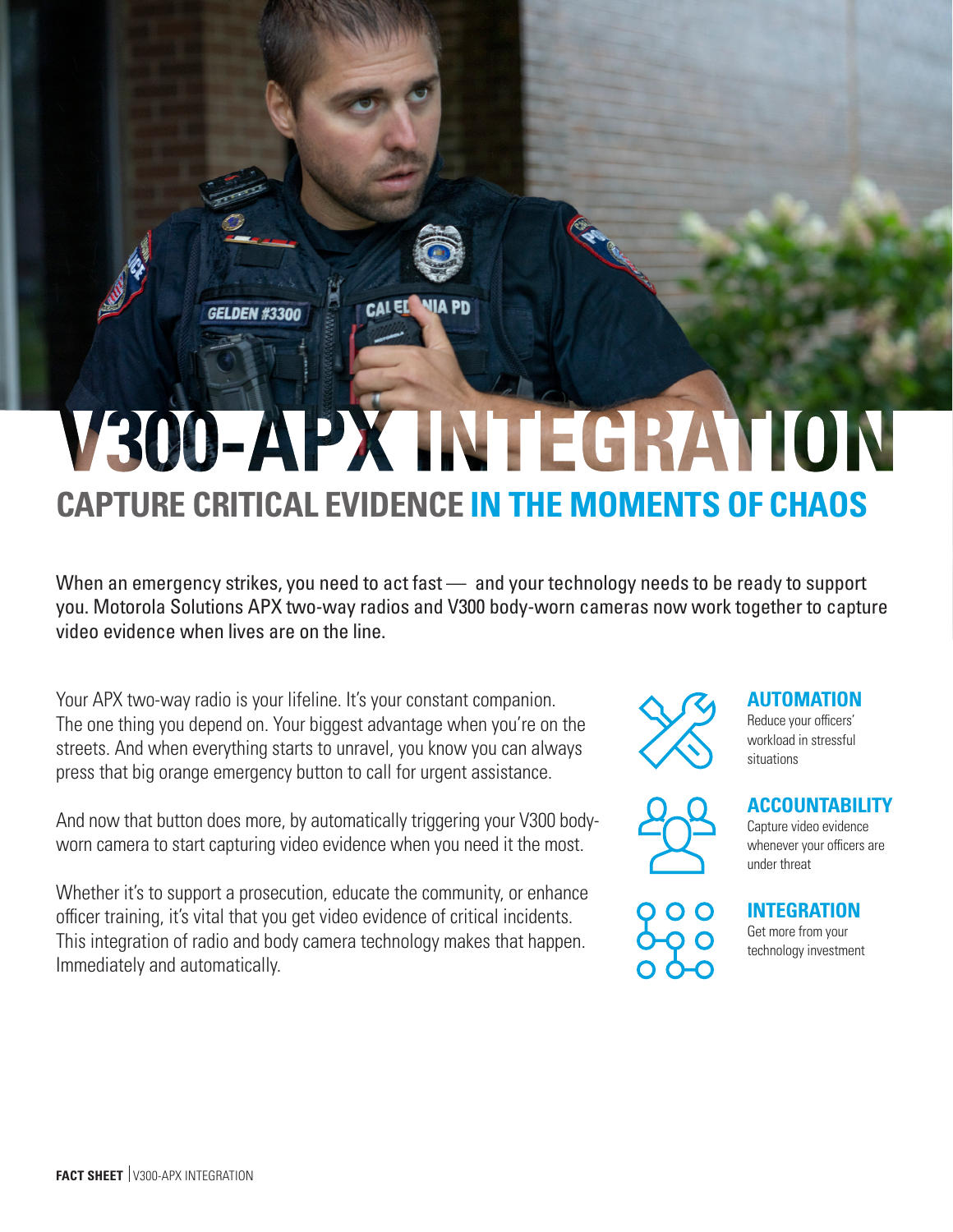# V300-APX INTEGRATION

## CAPTURE CRITICAL EVIDENCE IN THE MOMENTS OF CHAOS

When an emergency strikes, you need to act fast — and your technology needs to be ready to support you. Motorola Solutions APX two-way radios and V300 body-worn cameras now work together to capture video evidence when lives are on the line.

Your APX two-way radio is your lifeline. It's your constant companion. The one thing you depend on. Your biggest advantage when you're on the streets. And when everything starts to unravel, you know you can always press that big orange emergency button to call for urgent assistance.

And now that button does more, by automatically triggering your V300 body-worn camera to start capturing video evidence when you need it the most.

Whether it's to support a prosecution, educate the community, or enhance officer training, it's vital that you get video evidence of critical incidents. This integration of radio and body camera technology makes that happen. Immediately and automatically.

### AUTOMATION

Reduce your officers' workload in stressful situations

### ACCOUNTABILITY

Capture video evidence whenever your officers are under threat

### INTEGRATION

Get more from your technology investment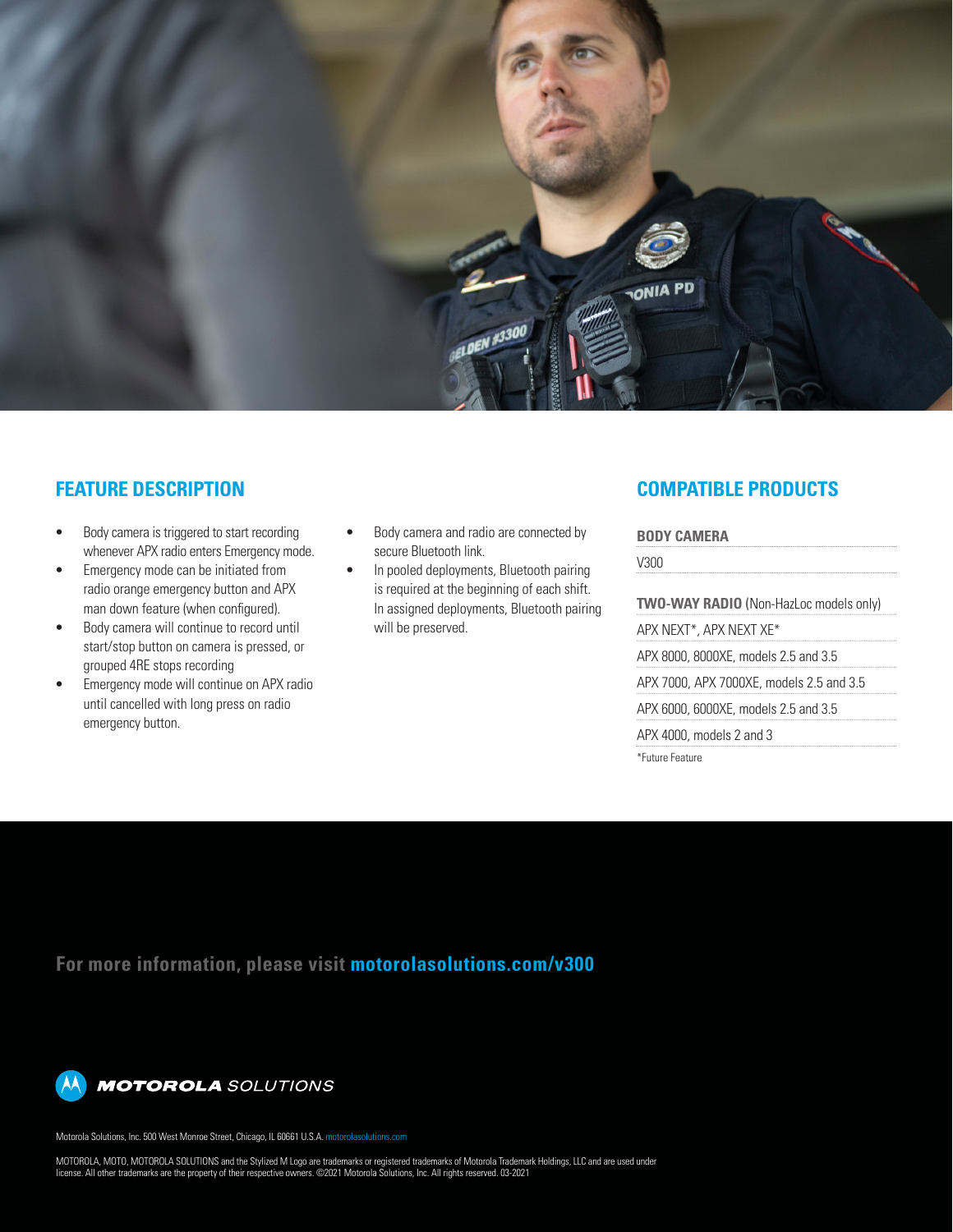## FEATURE DESCRIPTION

- Body camera is triggered to start recording whenever APX radio enters Emergency mode.
- Emergency mode can be initiated from radio orange emergency button and APX man down feature (when configured).
- Body camera will continue to record until start/stop button on camera is pressed, or grouped 4RE stops recording
- Emergency mode will continue on APX radio until cancelled with long press on radio emergency button.
- Body camera and radio are connected by secure Bluetooth link.
- In pooled deployments, Bluetooth pairing is required at the beginning of each shift. In assigned deployments, Bluetooth pairing will be preserved.

## COMPATIBLE PRODUCTS

| |
|---|
| **BODY CAMERA** |
| V300 |

| |
|---|
| **TWO-WAY RADIO** (Non-HazLoc models only) |
| APX NEXT*, APX NEXT XE* |
| APX 8000, 8000XE, models 2.5 and 3.5 |
| APX 7000, APX 7000XE, models 2.5 and 3.5 |
| APX 6000, 6000XE, models 2.5 and 3.5 |
| APX 4000, models 2 and 3 |

*Future Feature

For more information, please visit **motorolasolutions.com/v300**

**MOTOROLA** SOLUTIONS

Motorola Solutions, Inc. 500 West Monroe Street, Chicago, IL 60661 U.S.A. motorolasolutions.com

MOTOROLA, MOTO, MOTOROLA SOLUTIONS and the Stylized M Logo are trademarks or registered trademarks of Motorola Trademark Holdings, LLC and are used under license. All other trademarks are the property of their respective owners. ©2021 Motorola Solutions, Inc. All rights reserved. 03-2021